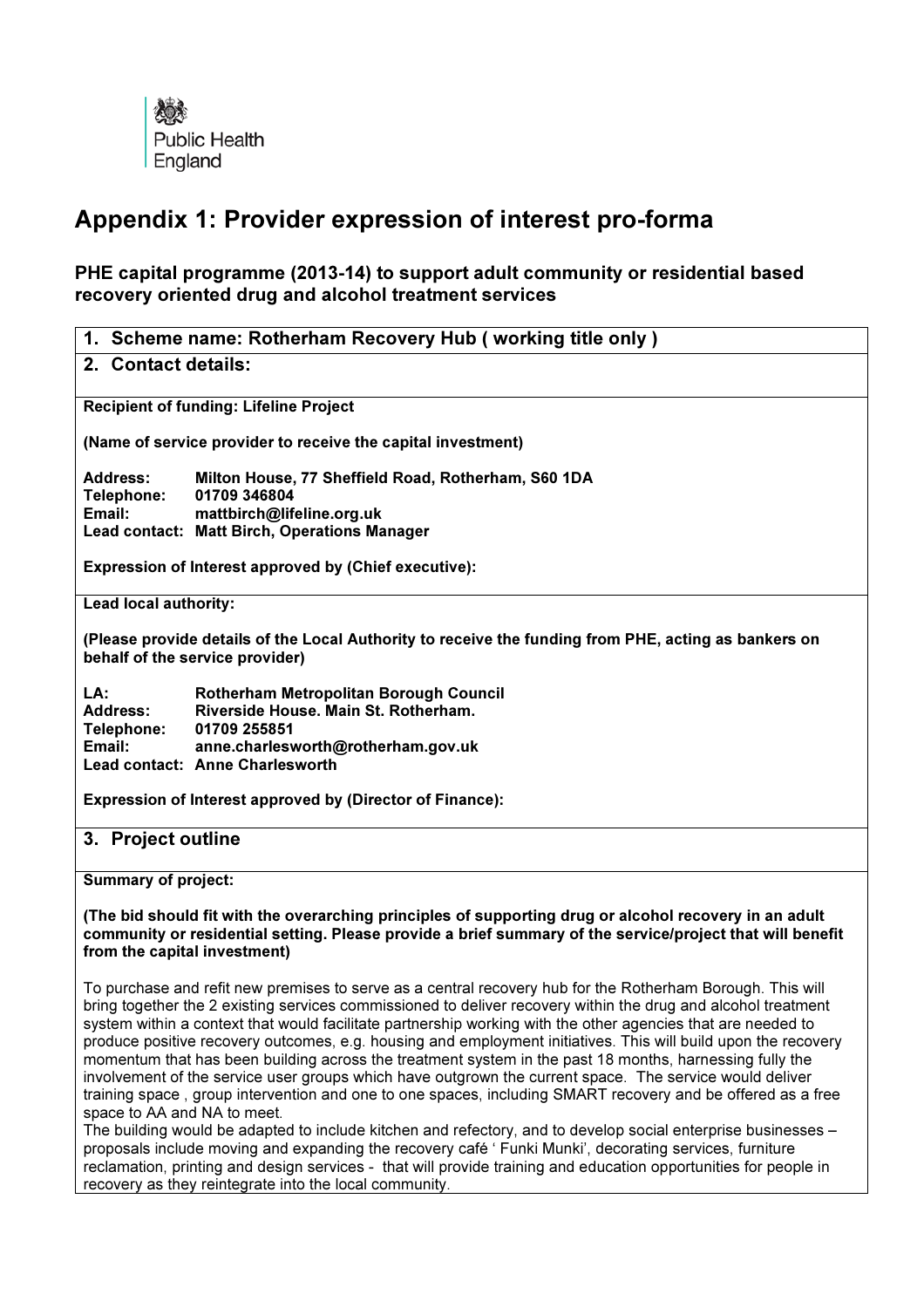Public Health England

# Appendix 1: Provider expression of interest pro-forma

### PHE capital programme (2013-14) to support adult community or residential based recovery oriented drug and alcohol treatment services

## 1. Scheme name: Rotherham Recovery Hub ( working title only )

## 2. Contact details:

**Recipient of funding: Lifeline Project**

**(Name of service provider to receive the capital investment)**

**Address:** Milton House, 77 Sheffield Road, Rotherham, S60 1DA
**Telephone:** 01709 346804
**Email:** mattbirch@lifeline.org.uk
**Lead contact:** Matt Birch, Operations Manager

**Expression of Interest approved by (Chief executive):**

**Lead local authority:**

**(Please provide details of the Local Authority to receive the funding from PHE, acting as bankers on behalf of the service provider)**

**LA:** Rotherham Metropolitan Borough Council
**Address:** Riverside House. Main St. Rotherham.
**Telephone:** 01709 255851
**Email:** anne.charlesworth@rotherham.gov.uk
**Lead contact:** Anne Charlesworth

**Expression of Interest approved by (Director of Finance):**

## 3. Project outline

**Summary of project:**

**(The bid should fit with the overarching principles of supporting drug or alcohol recovery in an adult community or residential setting. Please provide a brief summary of the service/project that will benefit from the capital investment)**

To purchase and refit new premises to serve as a central recovery hub for the Rotherham Borough. This will bring together the 2 existing services commissioned to deliver recovery within the drug and alcohol treatment system within a context that would facilitate partnership working with the other agencies that are needed to produce positive recovery outcomes, e.g. housing and employment initiatives. This will build upon the recovery momentum that has been building across the treatment system in the past 18 months, harnessing fully the involvement of the service user groups which have outgrown the current space. The service would deliver training space , group intervention and one to one spaces, including SMART recovery and be offered as a free space to AA and NA to meet.
The building would be adapted to include kitchen and refectory, and to develop social enterprise businesses – proposals include moving and expanding the recovery café ' Funki Munki', decorating services, furniture reclamation, printing and design services - that will provide training and education opportunities for people in recovery as they reintegrate into the local community.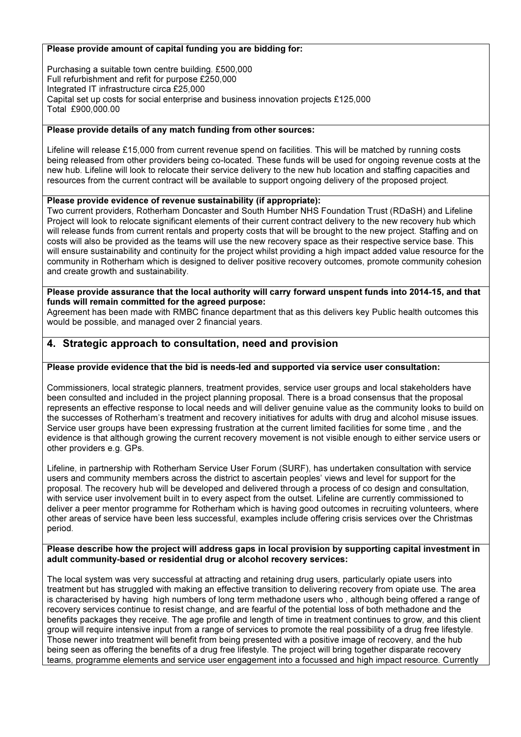**Please provide amount of capital funding you are bidding for:**

Purchasing a suitable town centre building. £500,000
Full refurbishment and refit for purpose £250,000
Integrated IT infrastructure circa £25,000
Capital set up costs for social enterprise and business innovation projects £125,000
Total £900,000.00

**Please provide details of any match funding from other sources:**

Lifeline will release £15,000 from current revenue spend on facilities. This will be matched by running costs being released from other providers being co-located. These funds will be used for ongoing revenue costs at the new hub. Lifeline will look to relocate their service delivery to the new hub location and staffing capacities and resources from the current contract will be available to support ongoing delivery of the proposed project.

**Please provide evidence of revenue sustainability (if appropriate):**

Two current providers, Rotherham Doncaster and South Humber NHS Foundation Trust (RDaSH) and Lifeline Project will look to relocate significant elements of their current contract delivery to the new recovery hub which will release funds from current rentals and property costs that will be brought to the new project. Staffing and on costs will also be provided as the teams will use the new recovery space as their respective service base. This will ensure sustainability and continuity for the project whilst providing a high impact added value resource for the community in Rotherham which is designed to deliver positive recovery outcomes, promote community cohesion and create growth and sustainability.

**Please provide assurance that the local authority will carry forward unspent funds into 2014-15, and that funds will remain committed for the agreed purpose:**

Agreement has been made with RMBC finance department that as this delivers key Public health outcomes this would be possible, and managed over 2 financial years.

## 4. Strategic approach to consultation, need and provision

**Please provide evidence that the bid is needs-led and supported via service user consultation:**

Commissioners, local strategic planners, treatment provides, service user groups and local stakeholders have been consulted and included in the project planning proposal. There is a broad consensus that the proposal represents an effective response to local needs and will deliver genuine value as the community looks to build on the successes of Rotherham's treatment and recovery initiatives for adults with drug and alcohol misuse issues. Service user groups have been expressing frustration at the current limited facilities for some time , and the evidence is that although growing the current recovery movement is not visible enough to either service users or other providers e.g. GPs.

Lifeline, in partnership with Rotherham Service User Forum (SURF), has undertaken consultation with service users and community members across the district to ascertain peoples' views and level for support for the proposal. The recovery hub will be developed and delivered through a process of co design and consultation, with service user involvement built in to every aspect from the outset. Lifeline are currently commissioned to deliver a peer mentor programme for Rotherham which is having good outcomes in recruiting volunteers, where other areas of service have been less successful, examples include offering crisis services over the Christmas period.

**Please describe how the project will address gaps in local provision by supporting capital investment in adult community-based or residential drug or alcohol recovery services:**

The local system was very successful at attracting and retaining drug users, particularly opiate users into treatment but has struggled with making an effective transition to delivering recovery from opiate use. The area is characterised by having high numbers of long term methadone users who , although being offered a range of recovery services continue to resist change, and are fearful of the potential loss of both methadone and the benefits packages they receive. The age profile and length of time in treatment continues to grow, and this client group will require intensive input from a range of services to promote the real possibility of a drug free lifestyle. Those newer into treatment will benefit from being presented with a positive image of recovery, and the hub being seen as offering the benefits of a drug free lifestyle. The project will bring together disparate recovery teams, programme elements and service user engagement into a focussed and high impact resource. Currently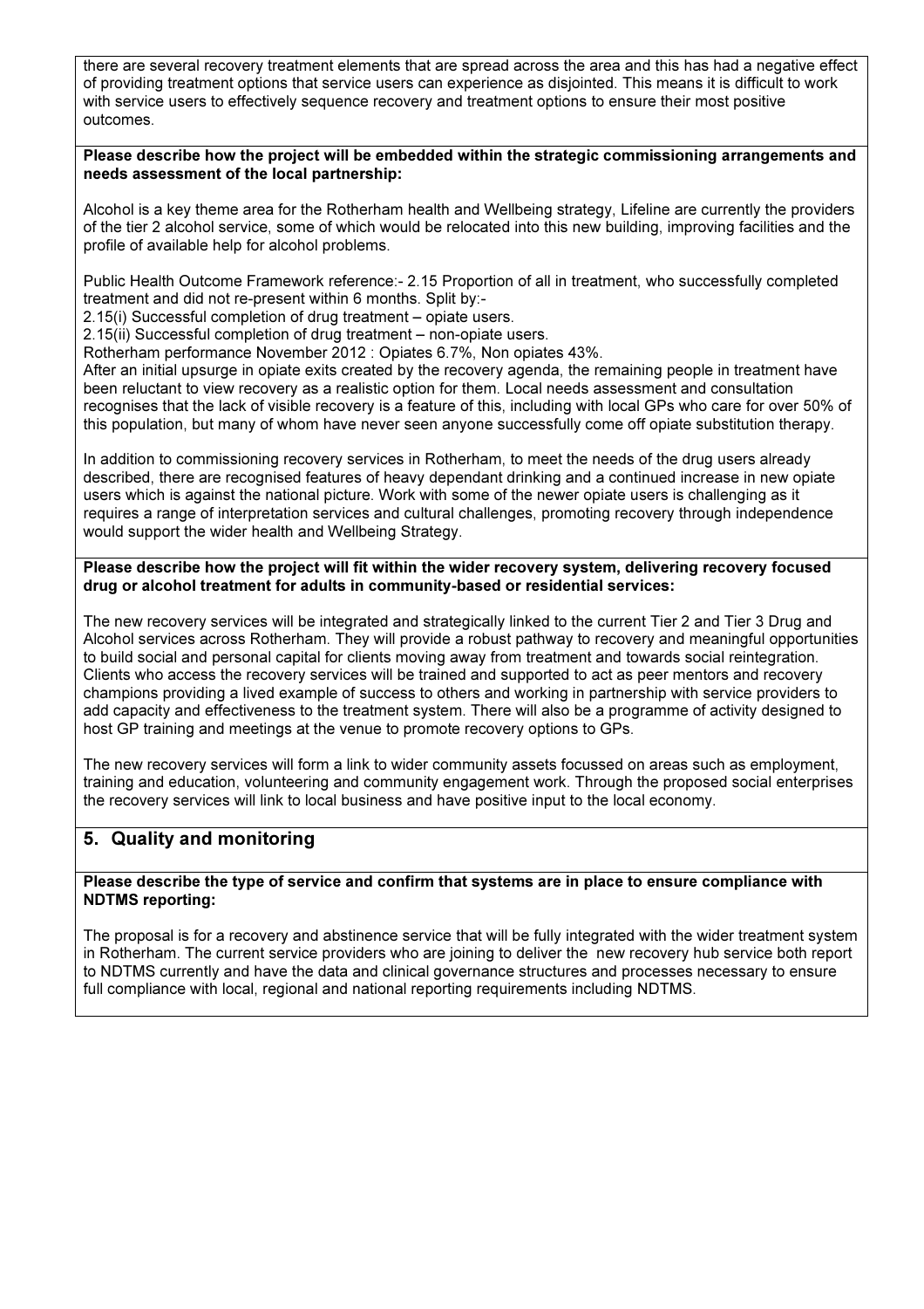there are several recovery treatment elements that are spread across the area and this has had a negative effect of providing treatment options that service users can experience as disjointed. This means it is difficult to work with service users to effectively sequence recovery and treatment options to ensure their most positive outcomes.

**Please describe how the project will be embedded within the strategic commissioning arrangements and needs assessment of the local partnership:**

Alcohol is a key theme area for the Rotherham health and Wellbeing strategy, Lifeline are currently the providers of the tier 2 alcohol service, some of which would be relocated into this new building, improving facilities and the profile of available help for alcohol problems.

Public Health Outcome Framework reference:- 2.15 Proportion of all in treatment, who successfully completed treatment and did not re-present within 6 months. Split by:-
2.15(i) Successful completion of drug treatment – opiate users.
2.15(ii) Successful completion of drug treatment – non-opiate users.
Rotherham performance November 2012 : Opiates 6.7%, Non opiates 43%.
After an initial upsurge in opiate exits created by the recovery agenda, the remaining people in treatment have been reluctant to view recovery as a realistic option for them. Local needs assessment and consultation recognises that the lack of visible recovery is a feature of this, including with local GPs who care for over 50% of this population, but many of whom have never seen anyone successfully come off opiate substitution therapy.

In addition to commissioning recovery services in Rotherham, to meet the needs of the drug users already described, there are recognised features of heavy dependant drinking and a continued increase in new opiate users which is against the national picture. Work with some of the newer opiate users is challenging as it requires a range of interpretation services and cultural challenges, promoting recovery through independence would support the wider health and Wellbeing Strategy.

**Please describe how the project will fit within the wider recovery system, delivering recovery focused drug or alcohol treatment for adults in community-based or residential services:**

The new recovery services will be integrated and strategically linked to the current Tier 2 and Tier 3 Drug and Alcohol services across Rotherham. They will provide a robust pathway to recovery and meaningful opportunities to build social and personal capital for clients moving away from treatment and towards social reintegration. Clients who access the recovery services will be trained and supported to act as peer mentors and recovery champions providing a lived example of success to others and working in partnership with service providers to add capacity and effectiveness to the treatment system. There will also be a programme of activity designed to host GP training and meetings at the venue to promote recovery options to GPs.

The new recovery services will form a link to wider community assets focussed on areas such as employment, training and education, volunteering and community engagement work. Through the proposed social enterprises the recovery services will link to local business and have positive input to the local economy.

## 5. Quality and monitoring

**Please describe the type of service and confirm that systems are in place to ensure compliance with NDTMS reporting:**

The proposal is for a recovery and abstinence service that will be fully integrated with the wider treatment system in Rotherham. The current service providers who are joining to deliver the new recovery hub service both report to NDTMS currently and have the data and clinical governance structures and processes necessary to ensure full compliance with local, regional and national reporting requirements including NDTMS.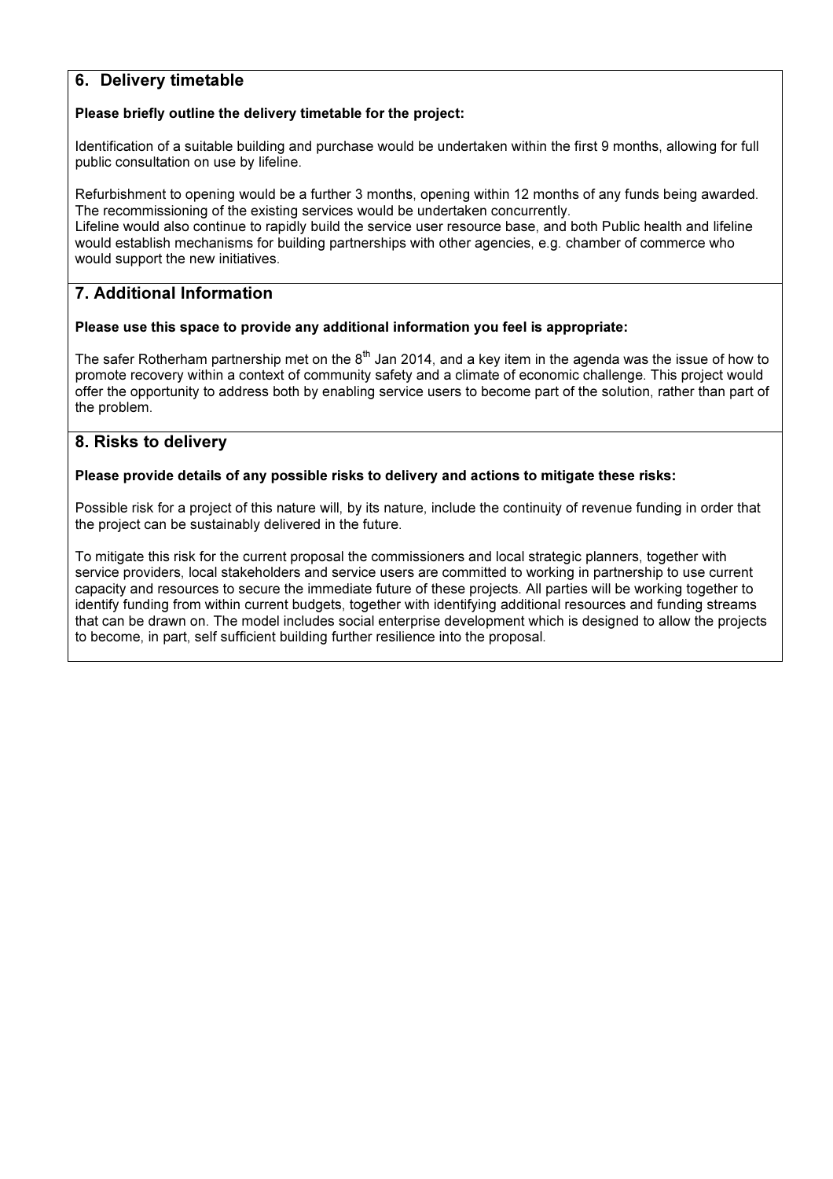## 6. Delivery timetable

**Please briefly outline the delivery timetable for the project:**

Identification of a suitable building and purchase would be undertaken within the first 9 months, allowing for full public consultation on use by lifeline.

Refurbishment to opening would be a further 3 months, opening within 12 months of any funds being awarded. The recommissioning of the existing services would be undertaken concurrently.
Lifeline would also continue to rapidly build the service user resource base, and both Public health and lifeline would establish mechanisms for building partnerships with other agencies, e.g. chamber of commerce who would support the new initiatives.

## 7. Additional Information

**Please use this space to provide any additional information you feel is appropriate:**

The safer Rotherham partnership met on the 8th Jan 2014, and a key item in the agenda was the issue of how to promote recovery within a context of community safety and a climate of economic challenge. This project would offer the opportunity to address both by enabling service users to become part of the solution, rather than part of the problem.

## 8. Risks to delivery

**Please provide details of any possible risks to delivery and actions to mitigate these risks:**

Possible risk for a project of this nature will, by its nature, include the continuity of revenue funding in order that the project can be sustainably delivered in the future.

To mitigate this risk for the current proposal the commissioners and local strategic planners, together with service providers, local stakeholders and service users are committed to working in partnership to use current capacity and resources to secure the immediate future of these projects. All parties will be working together to identify funding from within current budgets, together with identifying additional resources and funding streams that can be drawn on. The model includes social enterprise development which is designed to allow the projects to become, in part, self sufficient building further resilience into the proposal.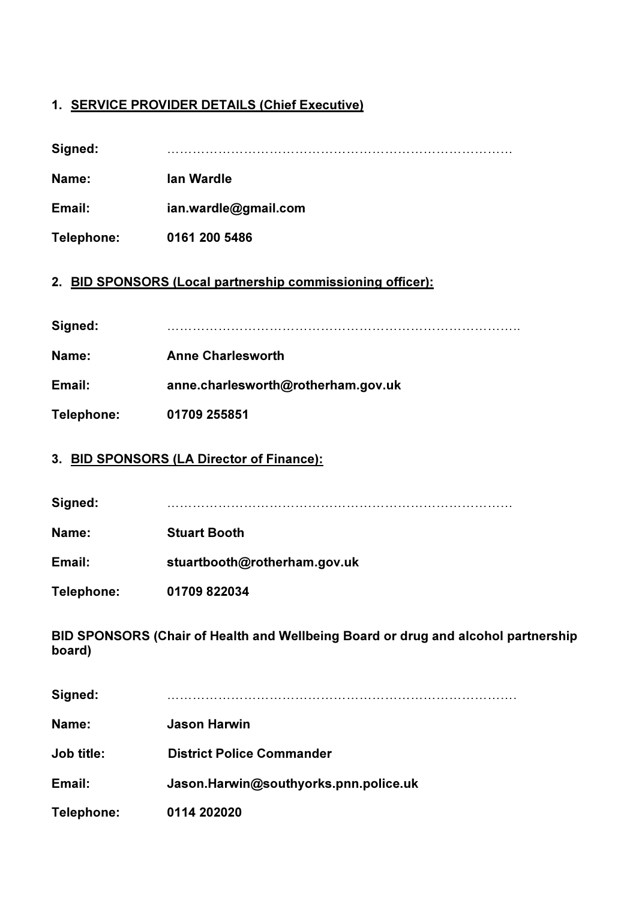## 1. SERVICE PROVIDER DETAILS (Chief Executive)

**Signed:** ……………………………………………………………………………

**Name:** **Ian Wardle**

**Email:** **ian.wardle@gmail.com**

**Telephone:** **0161 200 5486**

## 2. BID SPONSORS (Local partnership commissioning officer):

**Signed:** …………………………………………………………………………….

**Name:** **Anne Charlesworth**

**Email:** **anne.charlesworth@rotherham.gov.uk**

**Telephone:** **01709 255851**

## 3. BID SPONSORS (LA Director of Finance):

**Signed:** ……………………………………………………………………………

**Name:** **Stuart Booth**

**Email:** **stuartbooth@rotherham.gov.uk**

**Telephone:** **01709 822034**

**BID SPONSORS (Chair of Health and Wellbeing Board or drug and alcohol partnership board)**

**Signed:** ……………………………………………………………………………

**Name:** **Jason Harwin**

**Job title:** **District Police Commander**

**Email:** **Jason.Harwin@southyorks.pnn.police.uk**

**Telephone:** **0114 202020**